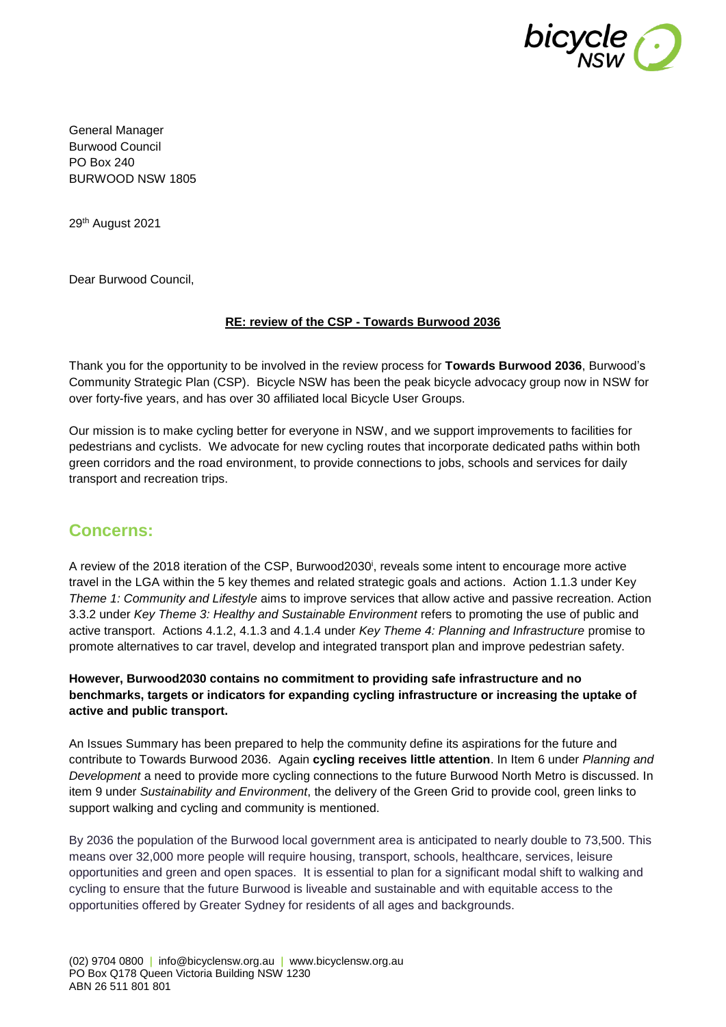General Manager
Burwood Council
PO Box 240
BURWOOD NSW 1805

29th August 2021

Dear Burwood Council,

**RE: review of the CSP - Towards Burwood 2036**

Thank you for the opportunity to be involved in the review process for **Towards Burwood 2036**, Burwood's Community Strategic Plan (CSP). Bicycle NSW has been the peak bicycle advocacy group now in NSW for over forty-five years, and has over 30 affiliated local Bicycle User Groups.

Our mission is to make cycling better for everyone in NSW, and we support improvements to facilities for pedestrians and cyclists. We advocate for new cycling routes that incorporate dedicated paths within both green corridors and the road environment, to provide connections to jobs, schools and services for daily transport and recreation trips.

## Concerns:

A review of the 2018 iteration of the CSP, Burwood2030[i], reveals some intent to encourage more active travel in the LGA within the 5 key themes and related strategic goals and actions. Action 1.1.3 under Key *Theme 1: Community and Lifestyle* aims to improve services that allow active and passive recreation. Action 3.3.2 under *Key Theme 3: Healthy and Sustainable Environment* refers to promoting the use of public and active transport. Actions 4.1.2, 4.1.3 and 4.1.4 under *Key Theme 4: Planning and Infrastructure* promise to promote alternatives to car travel, develop and integrated transport plan and improve pedestrian safety.

**However, Burwood2030 contains no commitment to providing safe infrastructure and no benchmarks, targets or indicators for expanding cycling infrastructure or increasing the uptake of active and public transport.**

An Issues Summary has been prepared to help the community define its aspirations for the future and contribute to Towards Burwood 2036. Again **cycling receives little attention**. In Item 6 under *Planning and Development* a need to provide more cycling connections to the future Burwood North Metro is discussed. In item 9 under *Sustainability and Environment*, the delivery of the Green Grid to provide cool, green links to support walking and cycling and community is mentioned.

By 2036 the population of the Burwood local government area is anticipated to nearly double to 73,500. This means over 32,000 more people will require housing, transport, schools, healthcare, services, leisure opportunities and green and open spaces. It is essential to plan for a significant modal shift to walking and cycling to ensure that the future Burwood is liveable and sustainable and with equitable access to the opportunities offered by Greater Sydney for residents of all ages and backgrounds.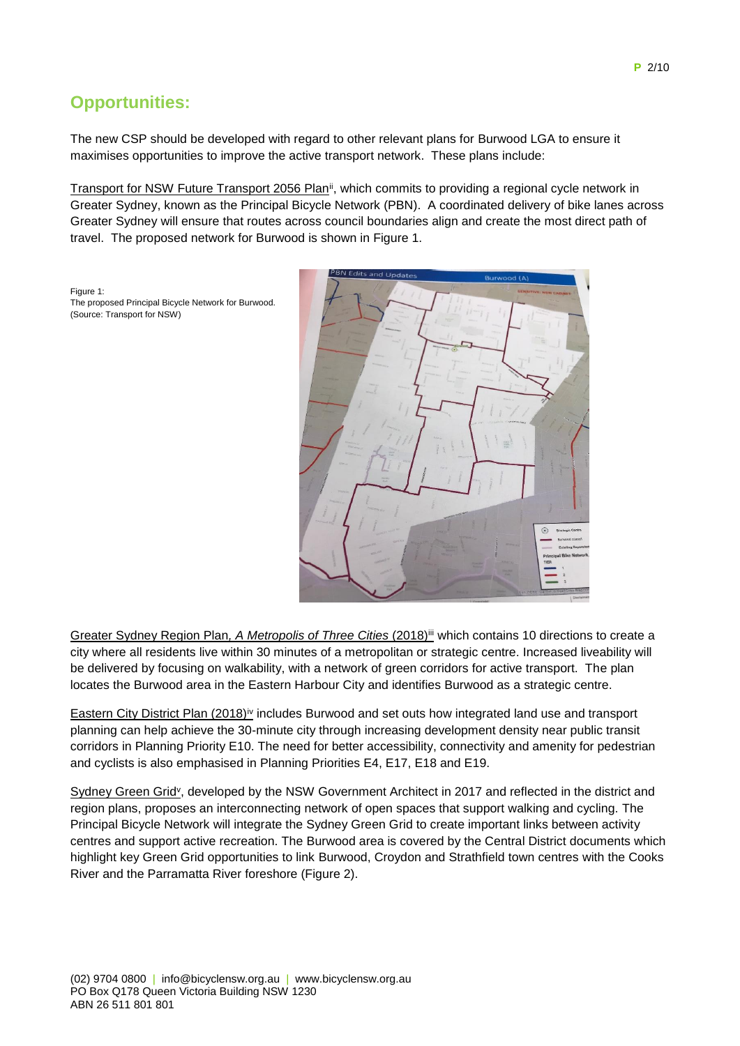## Opportunities:

The new CSP should be developed with regard to other relevant plans for Burwood LGA to ensure it maximises opportunities to improve the active transport network. These plans include:

Transport for NSW Future Transport 2056 Plan[ii], which commits to providing a regional cycle network in Greater Sydney, known as the Principal Bicycle Network (PBN). A coordinated delivery of bike lanes across Greater Sydney will ensure that routes across council boundaries align and create the most direct path of travel. The proposed network for Burwood is shown in Figure 1.

Figure 1:
The proposed Principal Bicycle Network for Burwood.
(Source: Transport for NSW)

Greater Sydney Region Plan, *A Metropolis of Three Cities* (2018)[iii] which contains 10 directions to create a city where all residents live within 30 minutes of a metropolitan or strategic centre. Increased liveability will be delivered by focusing on walkability, with a network of green corridors for active transport. The plan locates the Burwood area in the Eastern Harbour City and identifies Burwood as a strategic centre.

Eastern City District Plan (2018)[iv] includes Burwood and set outs how integrated land use and transport planning can help achieve the 30-minute city through increasing development density near public transit corridors in Planning Priority E10. The need for better accessibility, connectivity and amenity for pedestrian and cyclists is also emphasised in Planning Priorities E4, E17, E18 and E19.

Sydney Green Grid[v], developed by the NSW Government Architect in 2017 and reflected in the district and region plans, proposes an interconnecting network of open spaces that support walking and cycling. The Principal Bicycle Network will integrate the Sydney Green Grid to create important links between activity centres and support active recreation. The Burwood area is covered by the Central District documents which highlight key Green Grid opportunities to link Burwood, Croydon and Strathfield town centres with the Cooks River and the Parramatta River foreshore (Figure 2).

(02) 9704 0800 | info@bicyclensw.org.au | www.bicyclensw.org.au
PO Box Q178 Queen Victoria Building NSW 1230
ABN 26 511 801 801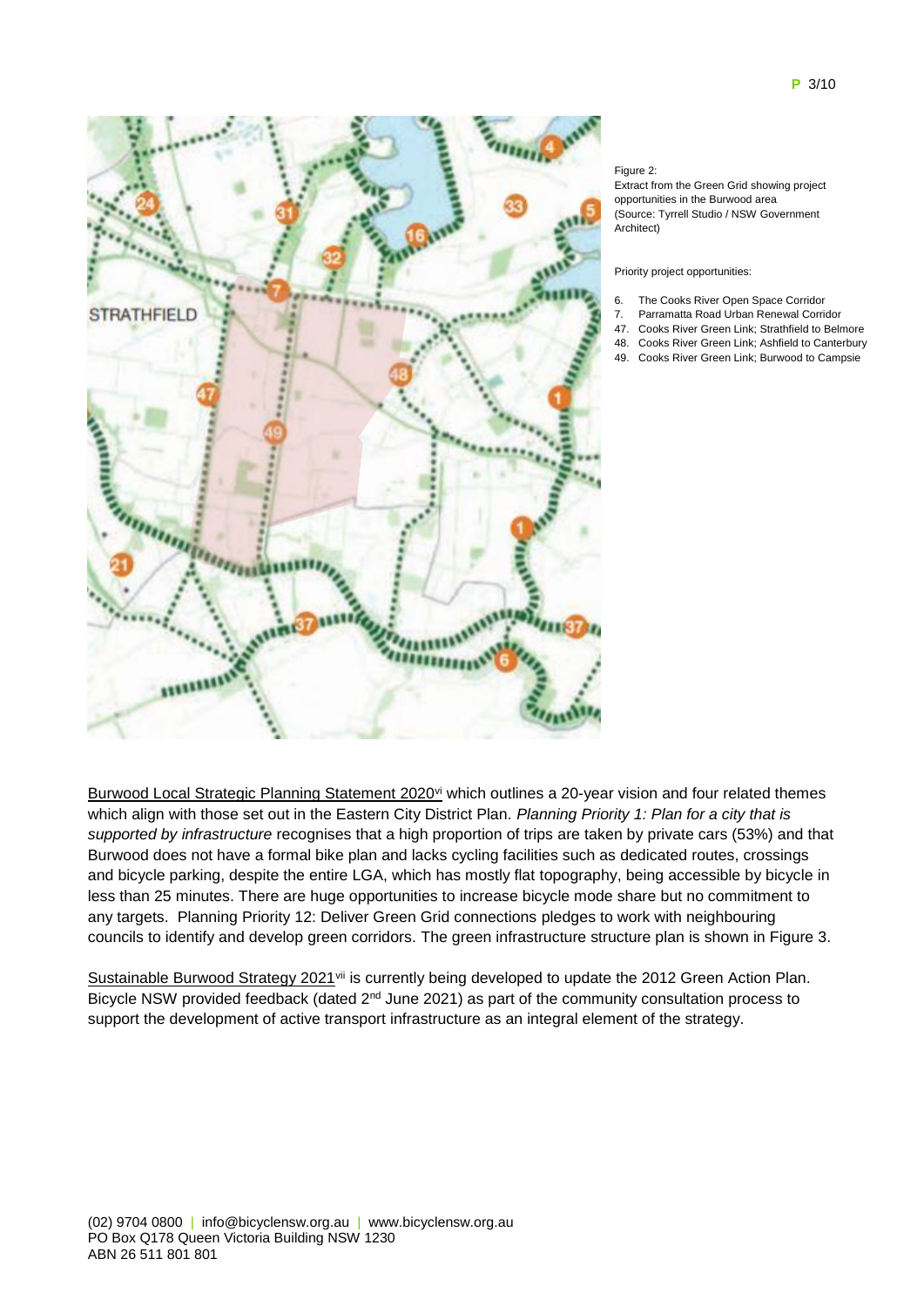Figure 2:
Extract from the Green Grid showing project opportunities in the Burwood area
(Source: Tyrrell Studio / NSW Government Architect)

Priority project opportunities:

6. The Cooks River Open Space Corridor
7. Parramatta Road Urban Renewal Corridor
47. Cooks River Green Link; Strathfield to Belmore
48. Cooks River Green Link; Ashfield to Canterbury
49. Cooks River Green Link; Burwood to Campsie

Burwood Local Strategic Planning Statement 2020[vi] which outlines a 20-year vision and four related themes which align with those set out in the Eastern City District Plan. *Planning Priority 1: Plan for a city that is supported by infrastructure* recognises that a high proportion of trips are taken by private cars (53%) and that Burwood does not have a formal bike plan and lacks cycling facilities such as dedicated routes, crossings and bicycle parking, despite the entire LGA, which has mostly flat topography, being accessible by bicycle in less than 25 minutes. There are huge opportunities to increase bicycle mode share but no commitment to any targets. Planning Priority 12: Deliver Green Grid connections pledges to work with neighbouring councils to identify and develop green corridors. The green infrastructure structure plan is shown in Figure 3.

Sustainable Burwood Strategy 2021[vii] is currently being developed to update the 2012 Green Action Plan. Bicycle NSW provided feedback (dated 2nd June 2021) as part of the community consultation process to support the development of active transport infrastructure as an integral element of the strategy.

(02) 9704 0800 | info@bicyclensw.org.au | www.bicyclensw.org.au
PO Box Q178 Queen Victoria Building NSW 1230
ABN 26 511 801 801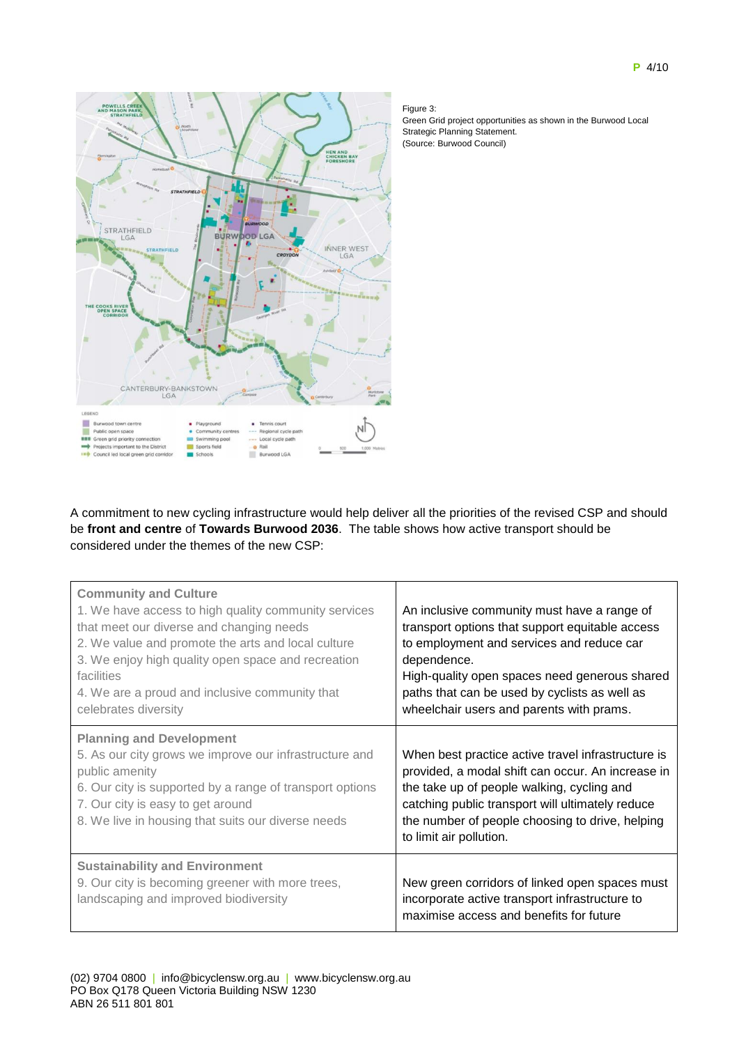Figure 3:
Green Grid project opportunities as shown in the Burwood Local Strategic Planning Statement.
(Source: Burwood Council)

A commitment to new cycling infrastructure would help deliver all the priorities of the revised CSP and should be **front and centre** of **Towards Burwood 2036**. The table shows how active transport should be considered under the themes of the new CSP:

| | |
|---|---|
| **Community and Culture**<br>1. We have access to high quality community services that meet our diverse and changing needs<br>2. We value and promote the arts and local culture<br>3. We enjoy high quality open space and recreation facilities<br>4. We are a proud and inclusive community that celebrates diversity | An inclusive community must have a range of transport options that support equitable access to employment and services and reduce car dependence.<br>High-quality open spaces need generous shared paths that can be used by cyclists as well as wheelchair users and parents with prams. |
| **Planning and Development**<br>5. As our city grows we improve our infrastructure and public amenity<br>6. Our city is supported by a range of transport options<br>7. Our city is easy to get around<br>8. We live in housing that suits our diverse needs | When best practice active travel infrastructure is provided, a modal shift can occur. An increase in the take up of people walking, cycling and catching public transport will ultimately reduce the number of people choosing to drive, helping to limit air pollution. |
| **Sustainability and Environment**<br>9. Our city is becoming greener with more trees, landscaping and improved biodiversity | New green corridors of linked open spaces must incorporate active transport infrastructure to maximise access and benefits for future |

(02) 9704 0800 | info@bicyclensw.org.au | www.bicyclensw.org.au
PO Box Q178 Queen Victoria Building NSW 1230
ABN 26 511 801 801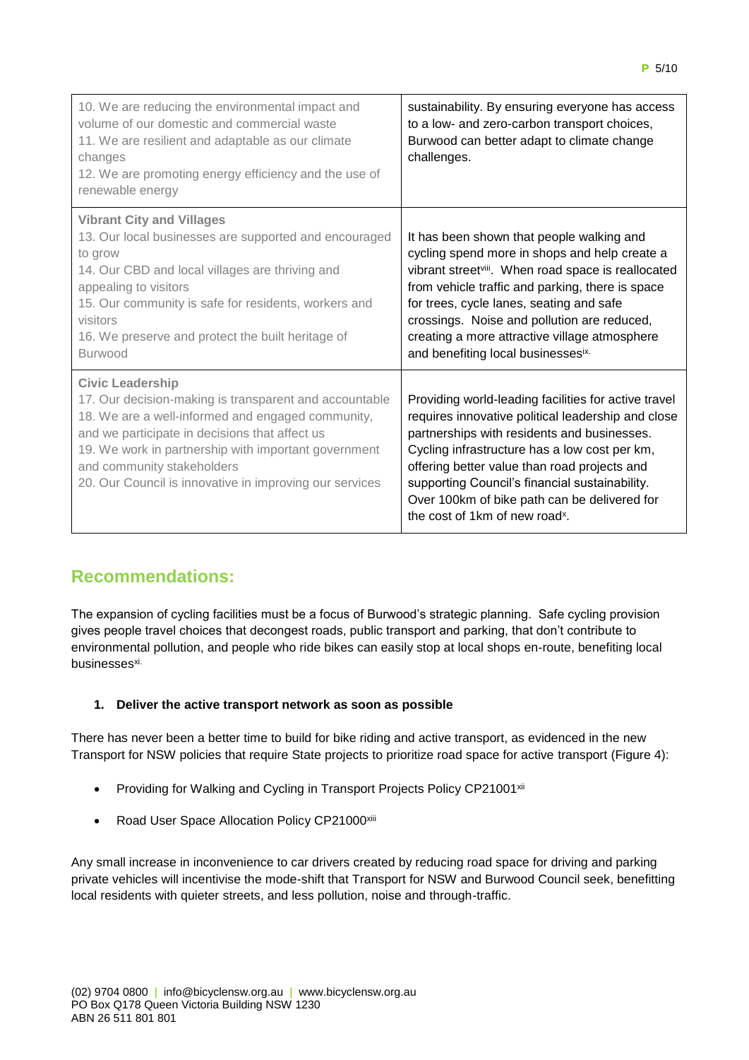| | |
|---|---|
| 10. We are reducing the environmental impact and volume of our domestic and commercial waste<br>11. We are resilient and adaptable as our climate changes<br>12. We are promoting energy efficiency and the use of renewable energy | sustainability. By ensuring everyone has access to a low- and zero-carbon transport choices, Burwood can better adapt to climate change challenges. |
| **Vibrant City and Villages**<br>13. Our local businesses are supported and encouraged to grow<br>14. Our CBD and local villages are thriving and appealing to visitors<br>15. Our community is safe for residents, workers and visitors<br>16. We preserve and protect the built heritage of Burwood | It has been shown that people walking and cycling spend more in shops and help create a vibrant street[viii]. When road space is reallocated from vehicle traffic and parking, there is space for trees, cycle lanes, seating and safe crossings. Noise and pollution are reduced, creating a more attractive village atmosphere and benefiting local businesses[ix]. |
| **Civic Leadership**<br>17. Our decision-making is transparent and accountable<br>18. We are a well-informed and engaged community, and we participate in decisions that affect us<br>19. We work in partnership with important government and community stakeholders<br>20. Our Council is innovative in improving our services | Providing world-leading facilities for active travel requires innovative political leadership and close partnerships with residents and businesses. Cycling infrastructure has a low cost per km, offering better value than road projects and supporting Council's financial sustainability. Over 100km of bike path can be delivered for the cost of 1km of new road[x]. |

## Recommendations:

The expansion of cycling facilities must be a focus of Burwood's strategic planning. Safe cycling provision gives people travel choices that decongest roads, public transport and parking, that don't contribute to environmental pollution, and people who ride bikes can easily stop at local shops en-route, benefiting local businesses[xi].

### 1. Deliver the active transport network as soon as possible

There has never been a better time to build for bike riding and active transport, as evidenced in the new Transport for NSW policies that require State projects to prioritize road space for active transport (Figure 4):

- Providing for Walking and Cycling in Transport Projects Policy CP21001[xii]
- Road User Space Allocation Policy CP21000[xiii]

Any small increase in inconvenience to car drivers created by reducing road space for driving and parking private vehicles will incentivise the mode-shift that Transport for NSW and Burwood Council seek, benefitting local residents with quieter streets, and less pollution, noise and through-traffic.

(02) 9704 0800 | info@bicyclensw.org.au | www.bicyclensw.org.au
PO Box Q178 Queen Victoria Building NSW 1230
ABN 26 511 801 801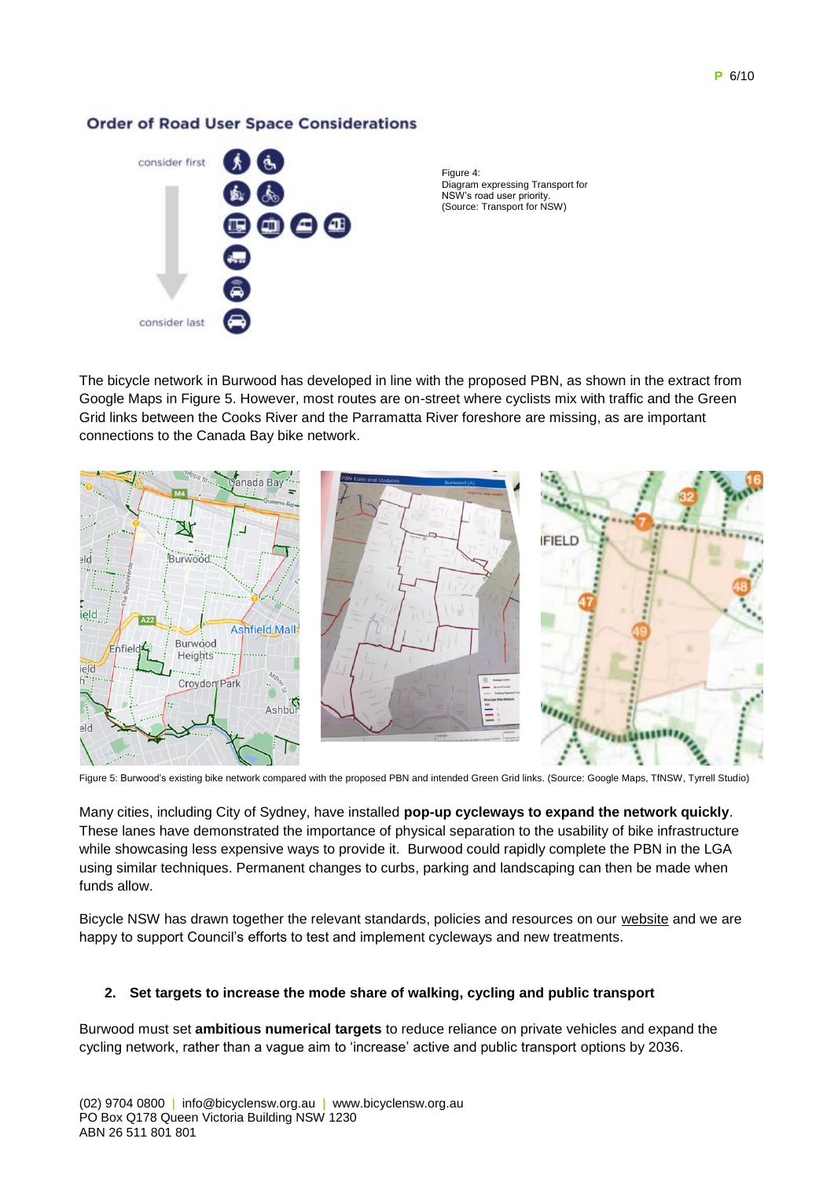## Order of Road User Space Considerations

consider first

consider last

Figure 4:
Diagram expressing Transport for NSW's road user priority.
(Source: Transport for NSW)

The bicycle network in Burwood has developed in line with the proposed PBN, as shown in the extract from Google Maps in Figure 5. However, most routes are on-street where cyclists mix with traffic and the Green Grid links between the Cooks River and the Parramatta River foreshore are missing, as are important connections to the Canada Bay bike network.

Figure 5: Burwood's existing bike network compared with the proposed PBN and intended Green Grid links. (Source: Google Maps, TfNSW, Tyrrell Studio)

Many cities, including City of Sydney, have installed **pop-up cycleways to expand the network quickly**. These lanes have demonstrated the importance of physical separation to the usability of bike infrastructure while showcasing less expensive ways to provide it. Burwood could rapidly complete the PBN in the LGA using similar techniques. Permanent changes to curbs, parking and landscaping can then be made when funds allow.

Bicycle NSW has drawn together the relevant standards, policies and resources on our website and we are happy to support Council's efforts to test and implement cycleways and new treatments.

### 2. Set targets to increase the mode share of walking, cycling and public transport

Burwood must set **ambitious numerical targets** to reduce reliance on private vehicles and expand the cycling network, rather than a vague aim to 'increase' active and public transport options by 2036.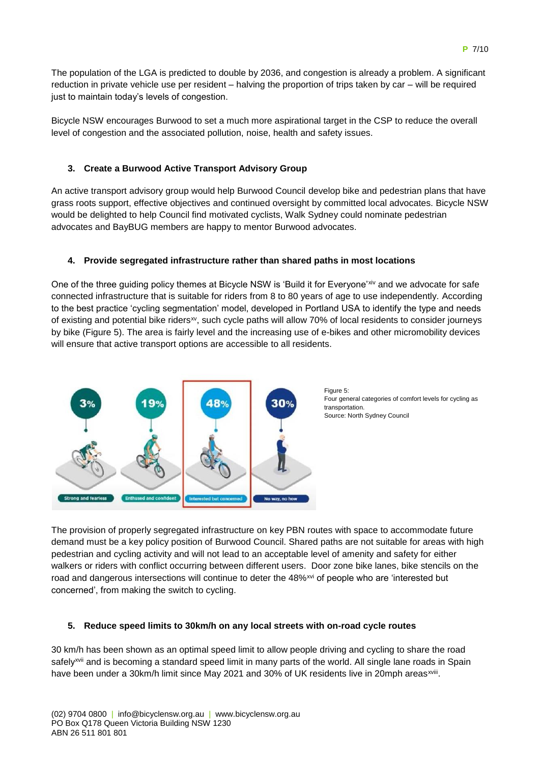The population of the LGA is predicted to double by 2036, and congestion is already a problem. A significant reduction in private vehicle use per resident – halving the proportion of trips taken by car – will be required just to maintain today's levels of congestion.

Bicycle NSW encourages Burwood to set a much more aspirational target in the CSP to reduce the overall level of congestion and the associated pollution, noise, health and safety issues.

### 3. Create a Burwood Active Transport Advisory Group

An active transport advisory group would help Burwood Council develop bike and pedestrian plans that have grass roots support, effective objectives and continued oversight by committed local advocates. Bicycle NSW would be delighted to help Council find motivated cyclists, Walk Sydney could nominate pedestrian advocates and BayBUG members are happy to mentor Burwood advocates.

### 4. Provide segregated infrastructure rather than shared paths in most locations

One of the three guiding policy themes at Bicycle NSW is 'Build it for Everyone'[xiv] and we advocate for safe connected infrastructure that is suitable for riders from 8 to 80 years of age to use independently. According to the best practice 'cycling segmentation' model, developed in Portland USA to identify the type and needs of existing and potential bike riders[xv], such cycle paths will allow 70% of local residents to consider journeys by bike (Figure 5). The area is fairly level and the increasing use of e-bikes and other micromobility devices will ensure that active transport options are accessible to all residents.

3% Strong and fearless | 19% Enthused and confident | 48% Interested but concerned | 30% No way, no how

Figure 5:
Four general categories of comfort levels for cycling as transportation.
Source: North Sydney Council

The provision of properly segregated infrastructure on key PBN routes with space to accommodate future demand must be a key policy position of Burwood Council. Shared paths are not suitable for areas with high pedestrian and cycling activity and will not lead to an acceptable level of amenity and safety for either walkers or riders with conflict occurring between different users. Door zone bike lanes, bike stencils on the road and dangerous intersections will continue to deter the 48%[xvi] of people who are 'interested but concerned', from making the switch to cycling.

### 5. Reduce speed limits to 30km/h on any local streets with on-road cycle routes

30 km/h has been shown as an optimal speed limit to allow people driving and cycling to share the road safely[xvii] and is becoming a standard speed limit in many parts of the world. All single lane roads in Spain have been under a 30km/h limit since May 2021 and 30% of UK residents live in 20mph areas[xviii].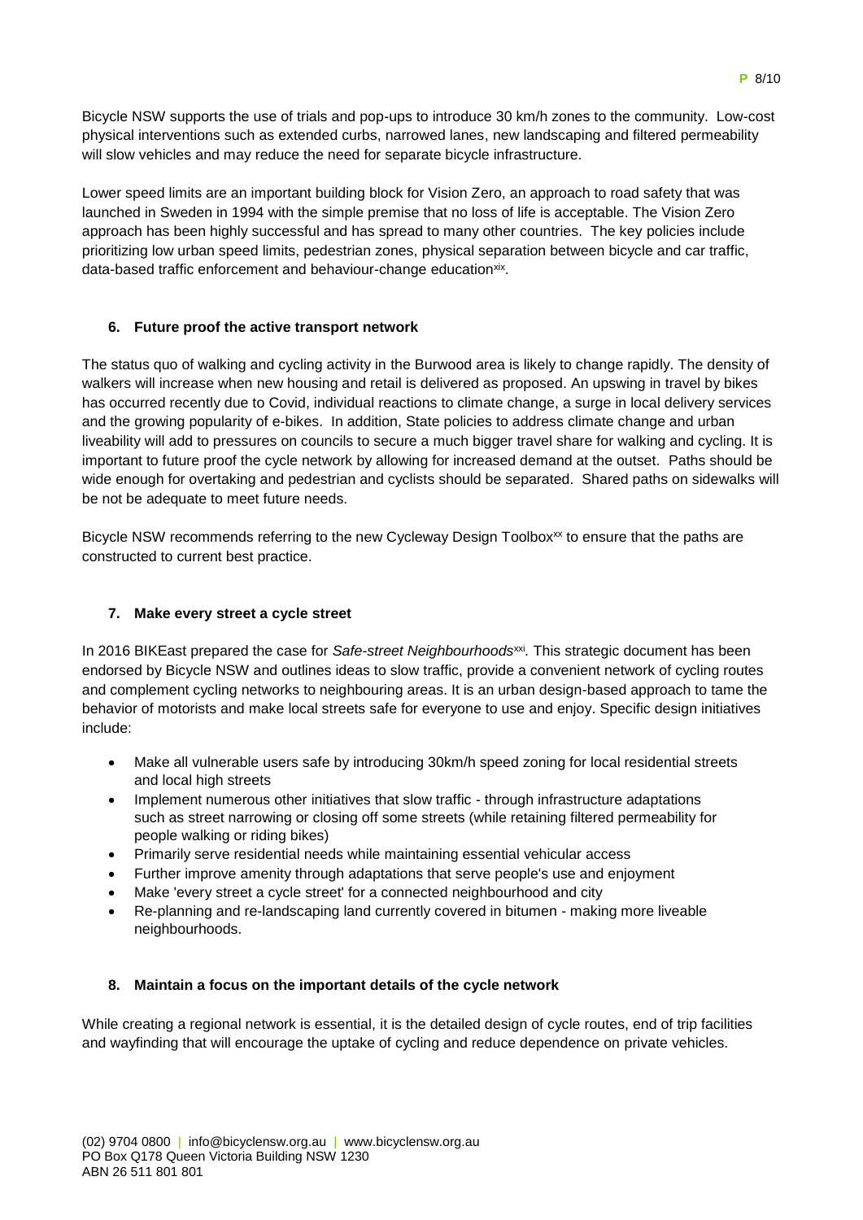Bicycle NSW supports the use of trials and pop-ups to introduce 30 km/h zones to the community. Low-cost physical interventions such as extended curbs, narrowed lanes, new landscaping and filtered permeability will slow vehicles and may reduce the need for separate bicycle infrastructure.

Lower speed limits are an important building block for Vision Zero, an approach to road safety that was launched in Sweden in 1994 with the simple premise that no loss of life is acceptable. The Vision Zero approach has been highly successful and has spread to many other countries. The key policies include prioritizing low urban speed limits, pedestrian zones, physical separation between bicycle and car traffic, data-based traffic enforcement and behaviour-change education[xix].

#### 6. Future proof the active transport network

The status quo of walking and cycling activity in the Burwood area is likely to change rapidly. The density of walkers will increase when new housing and retail is delivered as proposed. An upswing in travel by bikes has occurred recently due to Covid, individual reactions to climate change, a surge in local delivery services and the growing popularity of e-bikes. In addition, State policies to address climate change and urban liveability will add to pressures on councils to secure a much bigger travel share for walking and cycling. It is important to future proof the cycle network by allowing for increased demand at the outset. Paths should be wide enough for overtaking and pedestrian and cyclists should be separated. Shared paths on sidewalks will be not be adequate to meet future needs.

Bicycle NSW recommends referring to the new Cycleway Design Toolbox[xx] to ensure that the paths are constructed to current best practice.

#### 7. Make every street a cycle street

In 2016 BIKEast prepared the case for *Safe-street Neighbourhoods*[xxi]*.* This strategic document has been endorsed by Bicycle NSW and outlines ideas to slow traffic, provide a convenient network of cycling routes and complement cycling networks to neighbouring areas. It is an urban design-based approach to tame the behavior of motorists and make local streets safe for everyone to use and enjoy. Specific design initiatives include:

- Make all vulnerable users safe by introducing 30km/h speed zoning for local residential streets and local high streets
- Implement numerous other initiatives that slow traffic - through infrastructure adaptations such as street narrowing or closing off some streets (while retaining filtered permeability for people walking or riding bikes)
- Primarily serve residential needs while maintaining essential vehicular access
- Further improve amenity through adaptations that serve people's use and enjoyment
- Make 'every street a cycle street' for a connected neighbourhood and city
- Re-planning and re-landscaping land currently covered in bitumen - making more liveable neighbourhoods.

#### 8. Maintain a focus on the important details of the cycle network

While creating a regional network is essential, it is the detailed design of cycle routes, end of trip facilities and wayfinding that will encourage the uptake of cycling and reduce dependence on private vehicles.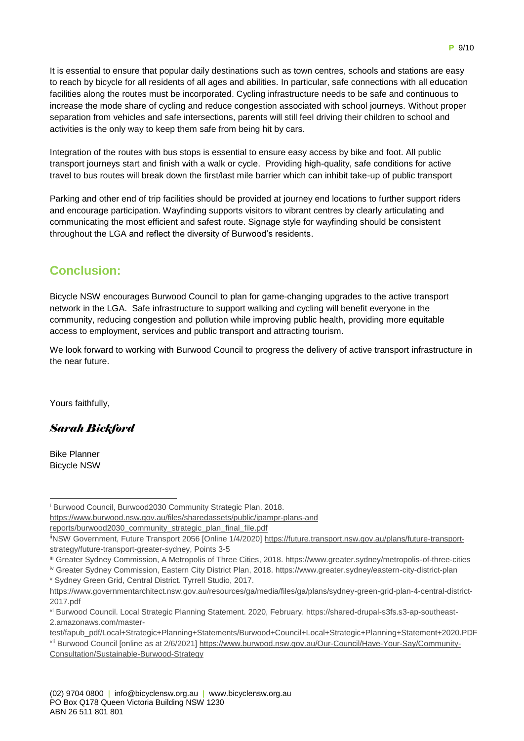It is essential to ensure that popular daily destinations such as town centres, schools and stations are easy to reach by bicycle for all residents of all ages and abilities. In particular, safe connections with all education facilities along the routes must be incorporated. Cycling infrastructure needs to be safe and continuous to increase the mode share of cycling and reduce congestion associated with school journeys. Without proper separation from vehicles and safe intersections, parents will still feel driving their children to school and activities is the only way to keep them safe from being hit by cars.

Integration of the routes with bus stops is essential to ensure easy access by bike and foot. All public transport journeys start and finish with a walk or cycle. Providing high-quality, safe conditions for active travel to bus routes will break down the first/last mile barrier which can inhibit take-up of public transport

Parking and other end of trip facilities should be provided at journey end locations to further support riders and encourage participation. Wayfinding supports visitors to vibrant centres by clearly articulating and communicating the most efficient and safest route. Signage style for wayfinding should be consistent throughout the LGA and reflect the diversity of Burwood's residents.

## Conclusion:

Bicycle NSW encourages Burwood Council to plan for game-changing upgrades to the active transport network in the LGA. Safe infrastructure to support walking and cycling will benefit everyone in the community, reducing congestion and pollution while improving public health, providing more equitable access to employment, services and public transport and attracting tourism.

We look forward to working with Burwood Council to progress the delivery of active transport infrastructure in the near future.

Yours faithfully,

***Sarah Bickford***

Bike Planner
Bicycle NSW

---

[i] Burwood Council, Burwood2030 Community Strategic Plan. 2018. https://www.burwood.nsw.gov.au/files/sharedassets/public/ipampr-plans-and reports/burwood2030_community_strategic_plan_final_file.pdf

[ii] NSW Government, Future Transport 2056 [Online 1/4/2020] https://future.transport.nsw.gov.au/plans/future-transport-strategy/future-transport-greater-sydney, Points 3-5

[iii] Greater Sydney Commission, A Metropolis of Three Cities, 2018. https://www.greater.sydney/metropolis-of-three-cities

[iv] Greater Sydney Commission, Eastern City District Plan, 2018. https://www.greater.sydney/eastern-city-district-plan

[v] Sydney Green Grid, Central District. Tyrrell Studio, 2017. https://www.governmentarchitect.nsw.gov.au/resources/ga/media/files/ga/plans/sydney-green-grid-plan-4-central-district-2017.pdf

[vi] Burwood Council. Local Strategic Planning Statement. 2020, February. https://shared-drupal-s3fs.s3-ap-southeast-2.amazonaws.com/master-test/fapub_pdf/Local+Strategic+Planning+Statements/Burwood+Council+Local+Strategic+Planning+Statement+2020.PDF

[vii] Burwood Council [online as at 2/6/2021] https://www.burwood.nsw.gov.au/Our-Council/Have-Your-Say/Community-Consultation/Sustainable-Burwood-Strategy

(02) 9704 0800 | info@bicyclensw.org.au | www.bicyclensw.org.au
PO Box Q178 Queen Victoria Building NSW 1230
ABN 26 511 801 801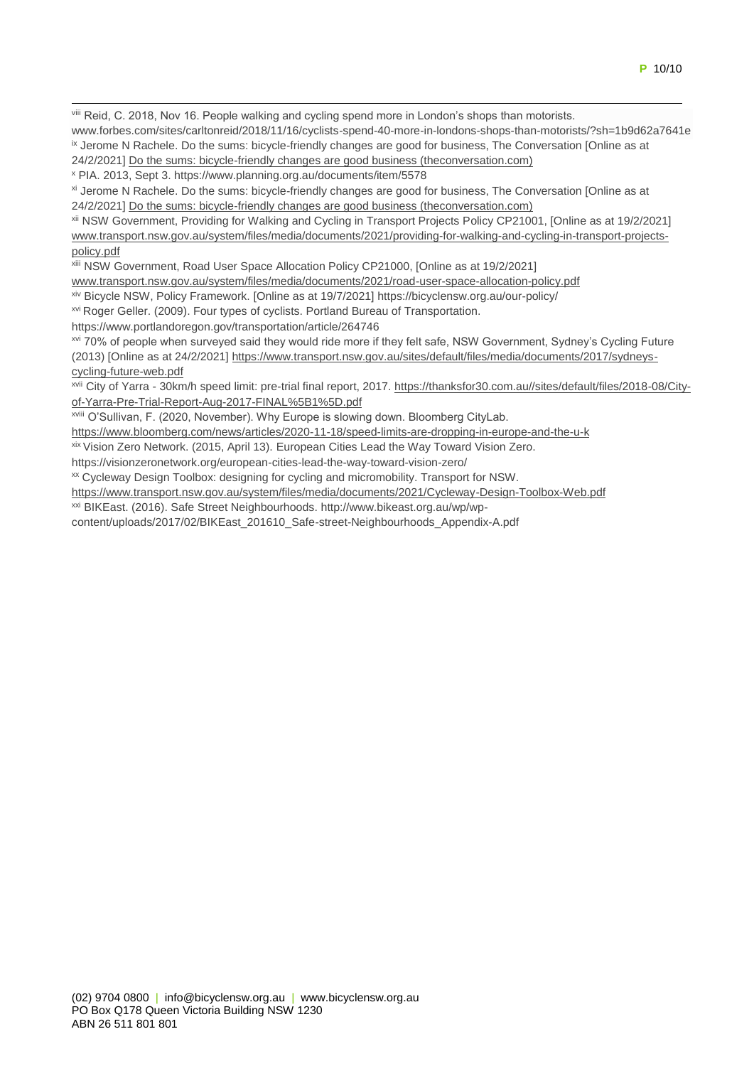[viii] Reid, C. 2018, Nov 16. People walking and cycling spend more in London's shops than motorists. www.forbes.com/sites/carltonreid/2018/11/16/cyclists-spend-40-more-in-londons-shops-than-motorists/?sh=1b9d62a7641e

[ix] Jerome N Rachele. Do the sums: bicycle-friendly changes are good for business, The Conversation [Online as at 24/2/2021] Do the sums: bicycle-friendly changes are good business (theconversation.com)

[x] PIA. 2013, Sept 3. https://www.planning.org.au/documents/item/5578

[xi] Jerome N Rachele. Do the sums: bicycle-friendly changes are good for business, The Conversation [Online as at 24/2/2021] Do the sums: bicycle-friendly changes are good business (theconversation.com)

[xii] NSW Government, Providing for Walking and Cycling in Transport Projects Policy CP21001, [Online as at 19/2/2021] www.transport.nsw.gov.au/system/files/media/documents/2021/providing-for-walking-and-cycling-in-transport-projects-policy.pdf

[xiii] NSW Government, Road User Space Allocation Policy CP21000, [Online as at 19/2/2021] www.transport.nsw.gov.au/system/files/media/documents/2021/road-user-space-allocation-policy.pdf

[xiv] Bicycle NSW, Policy Framework. [Online as at 19/7/2021] https://bicyclensw.org.au/our-policy/

[xvi] Roger Geller. (2009). Four types of cyclists. Portland Bureau of Transportation. https://www.portlandoregon.gov/transportation/article/264746

[xvi] 70% of people when surveyed said they would ride more if they felt safe, NSW Government, Sydney's Cycling Future (2013) [Online as at 24/2/2021] https://www.transport.nsw.gov.au/sites/default/files/media/documents/2017/sydneys-cycling-future-web.pdf

[xvii] City of Yarra - 30km/h speed limit: pre-trial final report, 2017. https://thanksfor30.com.au//sites/default/files/2018-08/City-of-Yarra-Pre-Trial-Report-Aug-2017-FINAL%5B1%5D.pdf

[xviii] O'Sullivan, F. (2020, November). Why Europe is slowing down. Bloomberg CityLab. https://www.bloomberg.com/news/articles/2020-11-18/speed-limits-are-dropping-in-europe-and-the-u-k

[xix] Vision Zero Network. (2015, April 13). European Cities Lead the Way Toward Vision Zero. https://visionzeronetwork.org/european-cities-lead-the-way-toward-vision-zero/

[xx] Cycleway Design Toolbox: designing for cycling and micromobility. Transport for NSW. https://www.transport.nsw.gov.au/system/files/media/documents/2021/Cycleway-Design-Toolbox-Web.pdf

[xxi] BIKEast. (2016). Safe Street Neighbourhoods. http://www.bikeast.org.au/wp/wp-content/uploads/2017/02/BIKEast_201610_Safe-street-Neighbourhoods_Appendix-A.pdf

(02) 9704 0800 | info@bicyclensw.org.au | www.bicyclensw.org.au
PO Box Q178 Queen Victoria Building NSW 1230
ABN 26 511 801 801